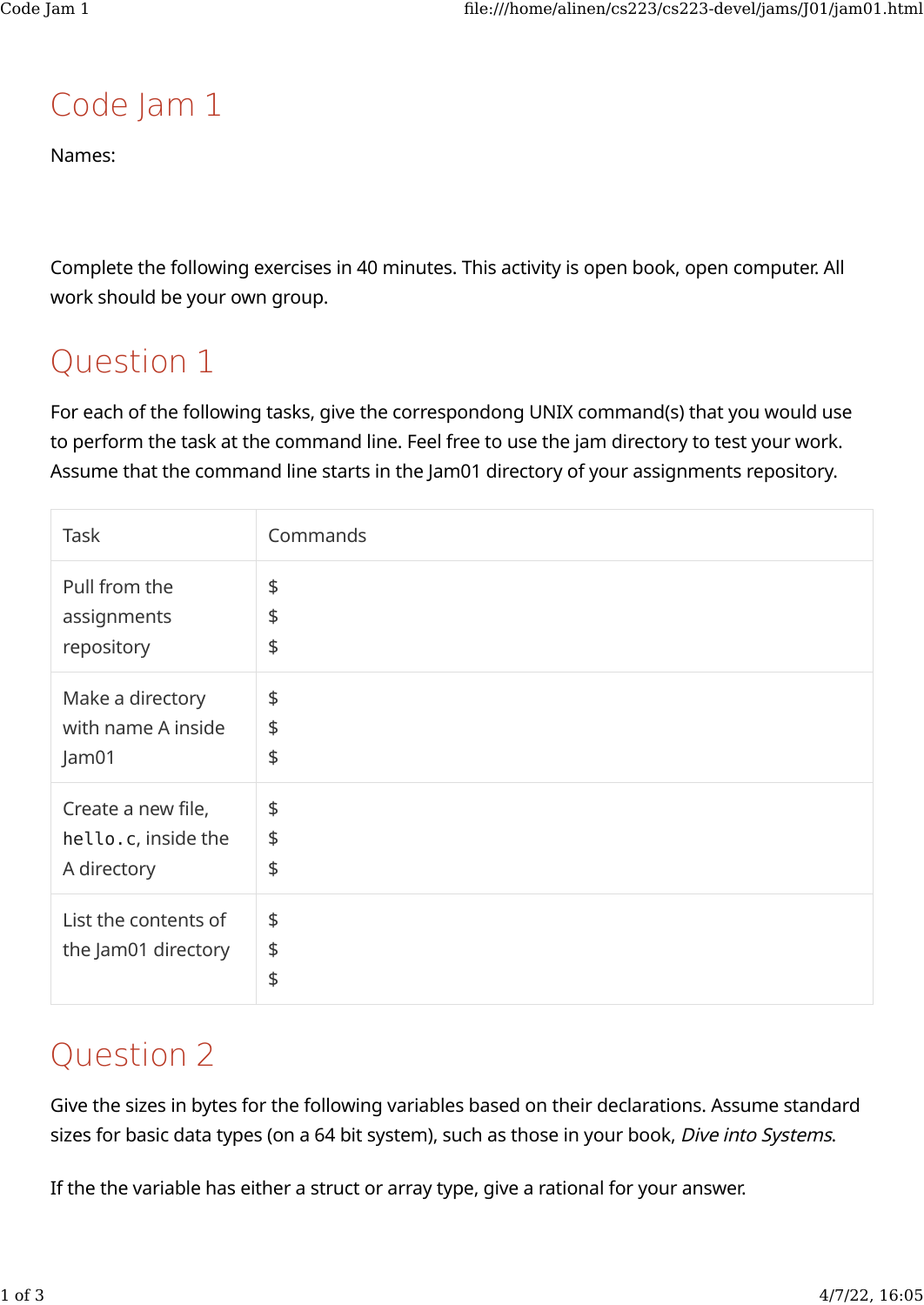# Code Jam 1

Names:

Complete the following exercises in 40 minutes. This activity is open book, open computer. All work should be your own group.

## Question 1

For each of the following tasks, give the correspondong UNIX command(s) that you would use to perform the task at the command line. Feel free to use the jam directory to test your work. Assume that the command line starts in the Jam01 directory of your assignments repository.

| Task | Commands |
| --- | --- |
| Pull from the assignments repository | $<br>$<br>$ |
| Make a directory with name A inside Jam01 | $<br>$<br>$ |
| Create a new file, `hello.c`, inside the A directory | $<br>$<br>$ |
| List the contents of the Jam01 directory | $<br>$<br>$ |

## Question 2

Give the sizes in bytes for the following variables based on their declarations. Assume standard sizes for basic data types (on a 64 bit system), such as those in your book, *Dive into Systems*.

If the the variable has either a struct or array type, give a rational for your answer.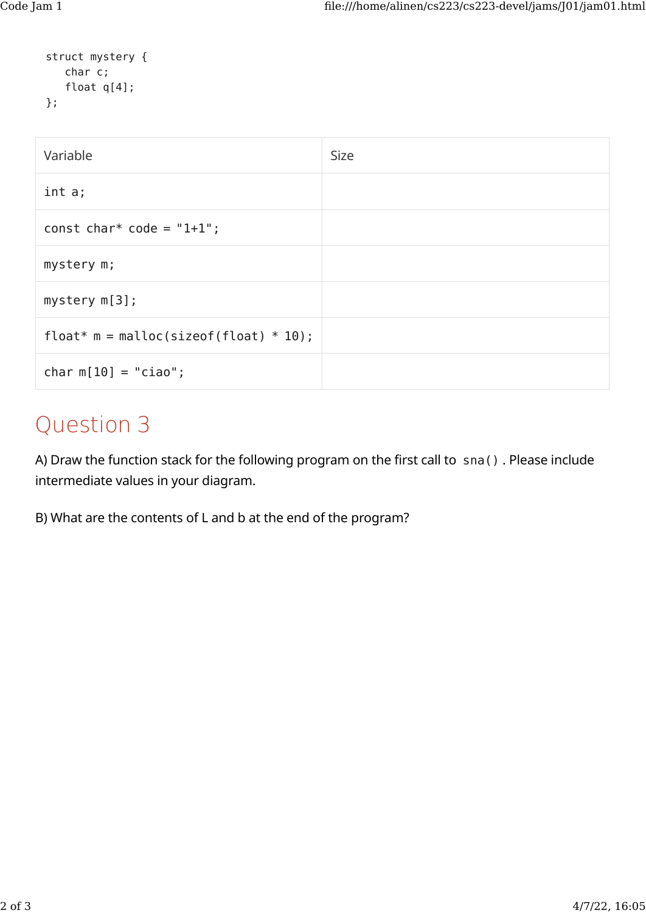```
struct mystery {
   char c;
   float q[4];
};
```

| Variable | Size |
| --- | --- |
| `int a;` | |
| `const char* code = "1+1";` | |
| `mystery m;` | |
| `mystery m[3];` | |
| `float* m = malloc(sizeof(float) * 10);` | |
| `char m[10] = "ciao";` | |

## Question 3

A) Draw the function stack for the following program on the first call to `sna()`. Please include intermediate values in your diagram.

B) What are the contents of L and b at the end of the program?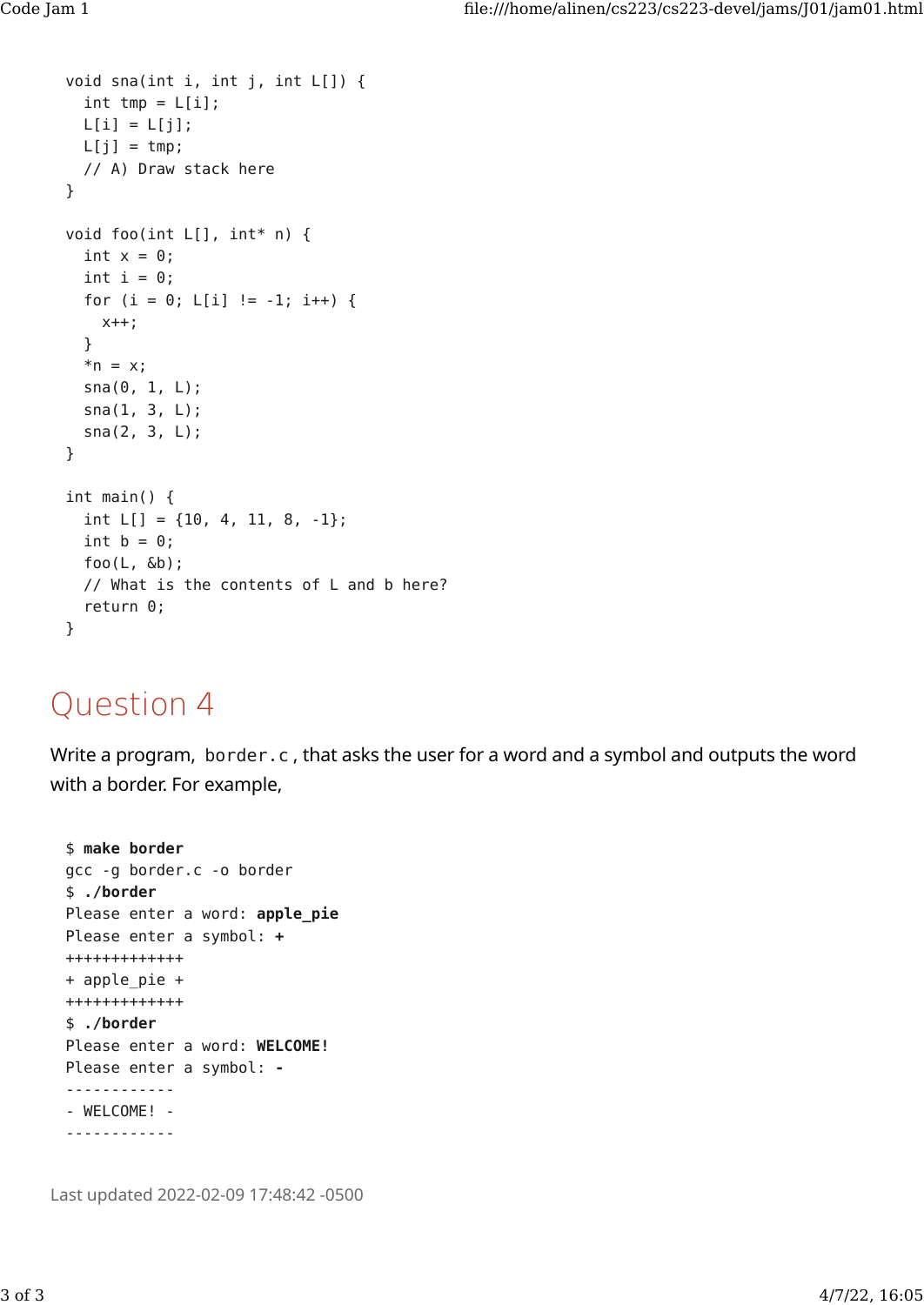```
void sna(int i, int j, int L[]) {
  int tmp = L[i];
  L[i] = L[j];
  L[j] = tmp;
  // A) Draw stack here
}

void foo(int L[], int* n) {
  int x = 0;
  int i = 0;
  for (i = 0; L[i] != -1; i++) {
    x++;
  }
  *n = x;
  sna(0, 1, L);
  sna(1, 3, L);
  sna(2, 3, L);
}

int main() {
  int L[] = {10, 4, 11, 8, -1};
  int b = 0;
  foo(L, &b);
  // What is the contents of L and b here?
  return 0;
}
```

# Question 4

Write a program, `border.c`, that asks the user for a word and a symbol and outputs the word with a border. For example,

```
$ make border
gcc -g border.c -o border
$ ./border
Please enter a word: apple_pie
Please enter a symbol: +
+++++++++++++
+ apple_pie +
+++++++++++++
$ ./border
Please enter a word: WELCOME!
Please enter a symbol: -
------------
- WELCOME! -
------------
```

Last updated 2022-02-09 17:48:42 -0500